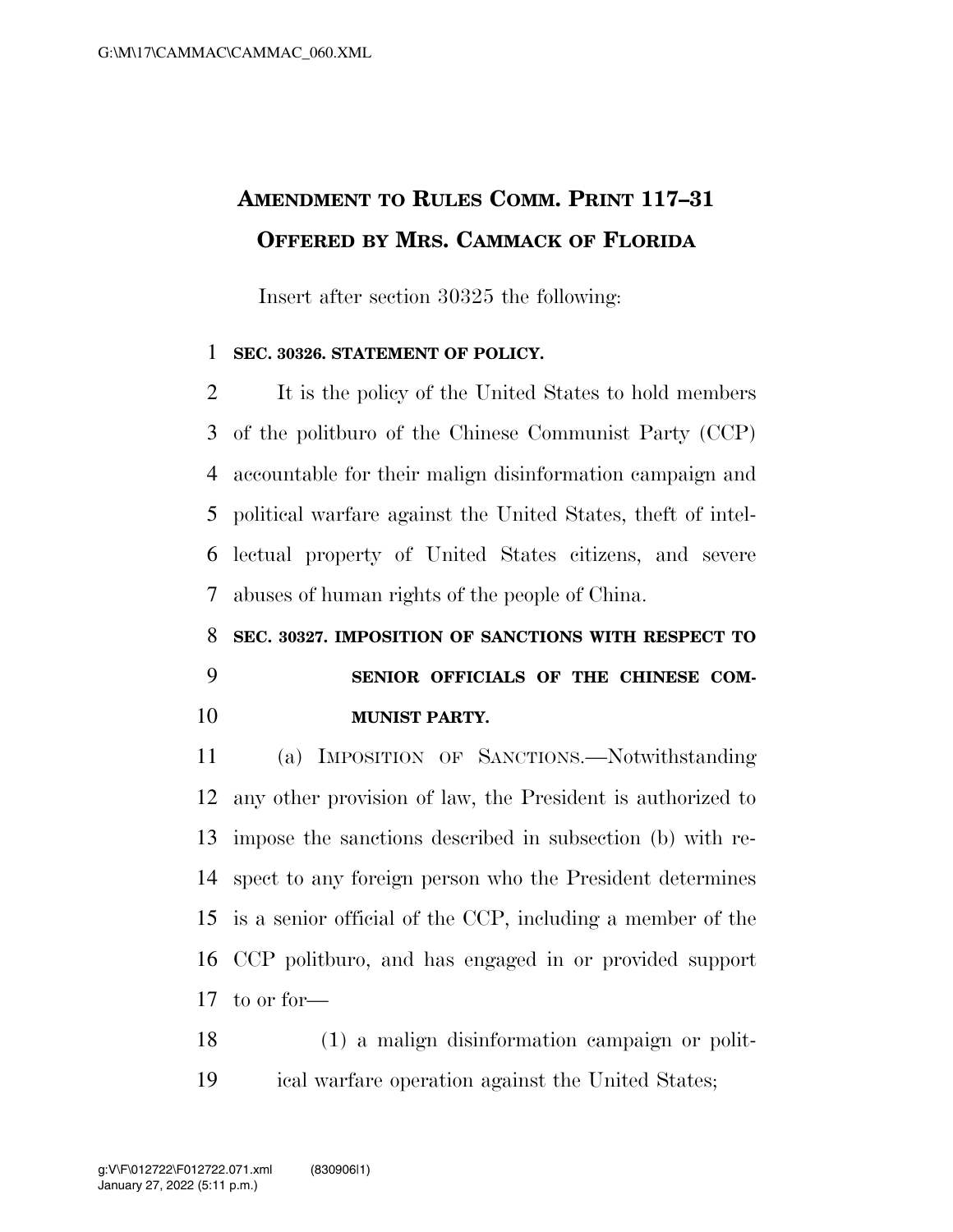# Amendment to Rules Comm. Print 117–31 Offered by Mrs. Cammack of Florida

Insert after section 30325 the following:

**SEC. 30326. STATEMENT OF POLICY.**

It is the policy of the United States to hold members of the politburo of the Chinese Communist Party (CCP) accountable for their malign disinformation campaign and political warfare against the United States, theft of intellectual property of United States citizens, and severe abuses of human rights of the people of China.

**SEC. 30327. IMPOSITION OF SANCTIONS WITH RESPECT TO SENIOR OFFICIALS OF THE CHINESE COMMUNIST PARTY.**

(a) Imposition of Sanctions.—Notwithstanding any other provision of law, the President is authorized to impose the sanctions described in subsection (b) with respect to any foreign person who the President determines is a senior official of the CCP, including a member of the CCP politburo, and has engaged in or provided support to or for—

(1) a malign disinformation campaign or political warfare operation against the United States;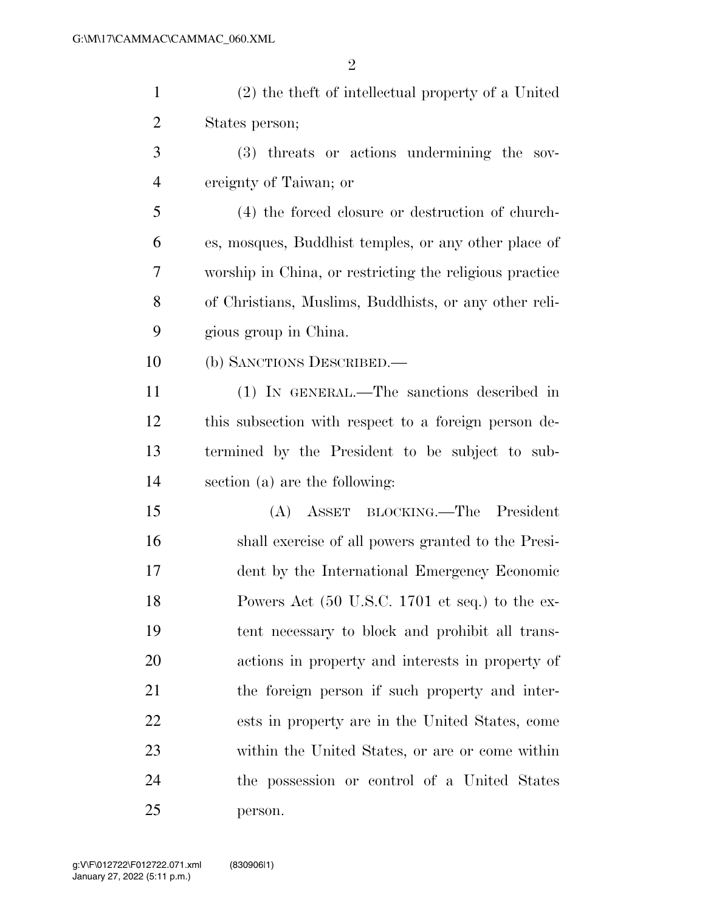(2) the theft of intellectual property of a United States person;

(3) threats or actions undermining the sovereignty of Taiwan; or

(4) the forced closure or destruction of churches, mosques, Buddhist temples, or any other place of worship in China, or restricting the religious practice of Christians, Muslims, Buddhists, or any other religious group in China.

(b) SANCTIONS DESCRIBED.—

(1) IN GENERAL.—The sanctions described in this subsection with respect to a foreign person determined by the President to be subject to subsection (a) are the following:

(A) ASSET BLOCKING.—The President shall exercise of all powers granted to the President by the International Emergency Economic Powers Act (50 U.S.C. 1701 et seq.) to the extent necessary to block and prohibit all transactions in property and interests in property of the foreign person if such property and interests in property are in the United States, come within the United States, or are or come within the possession or control of a United States person.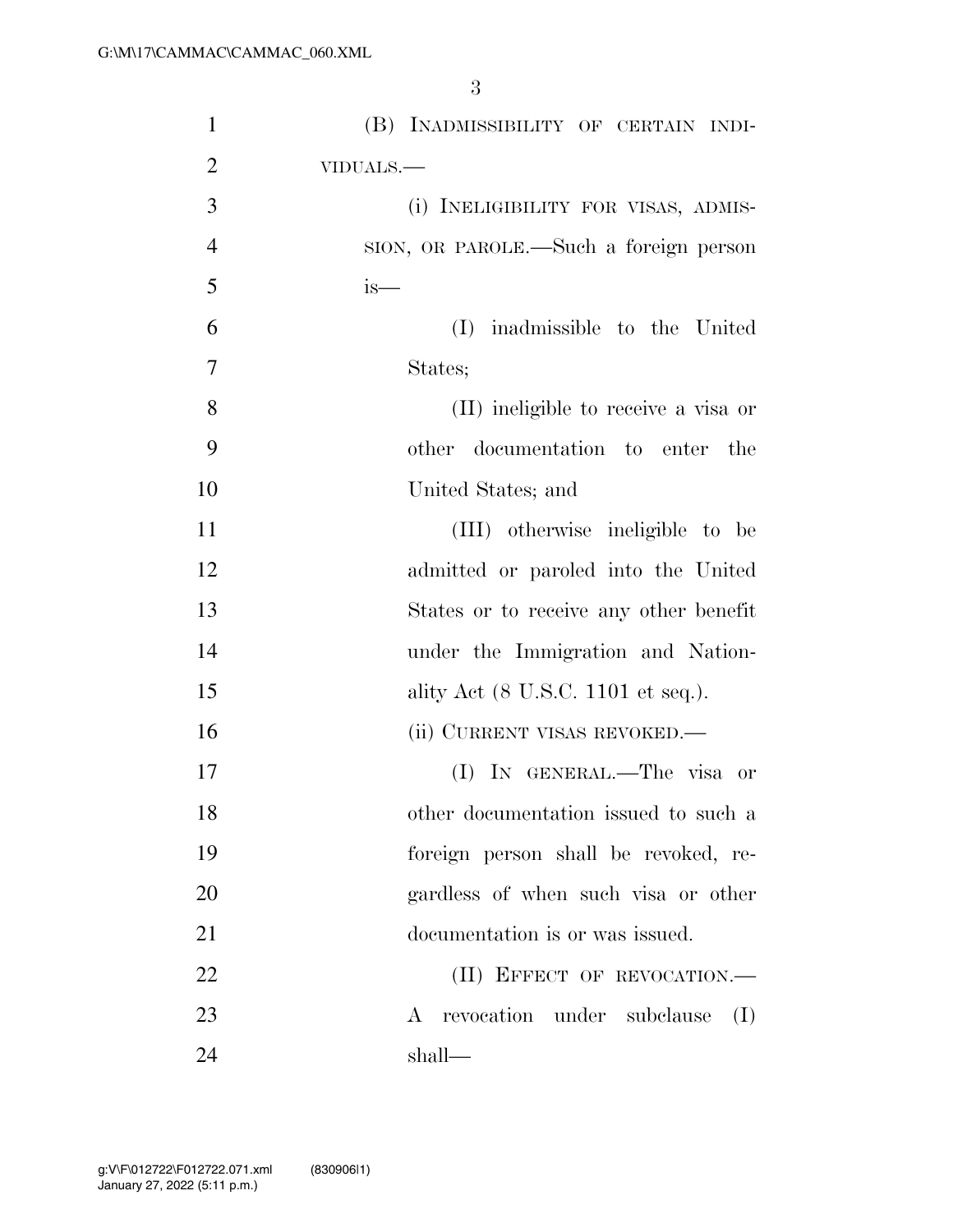(B) INADMISSIBILITY OF CERTAIN INDIVIDUALS.—

(i) INELIGIBILITY FOR VISAS, ADMISSION, OR PAROLE.—Such a foreign person is—

(I) inadmissible to the United States;

(II) ineligible to receive a visa or other documentation to enter the United States; and

(III) otherwise ineligible to be admitted or paroled into the United States or to receive any other benefit under the Immigration and Nationality Act (8 U.S.C. 1101 et seq.).

(ii) CURRENT VISAS REVOKED.—

(I) IN GENERAL.—The visa or other documentation issued to such a foreign person shall be revoked, regardless of when such visa or other documentation is or was issued.

(II) EFFECT OF REVOCATION.—A revocation under subclause (I) shall—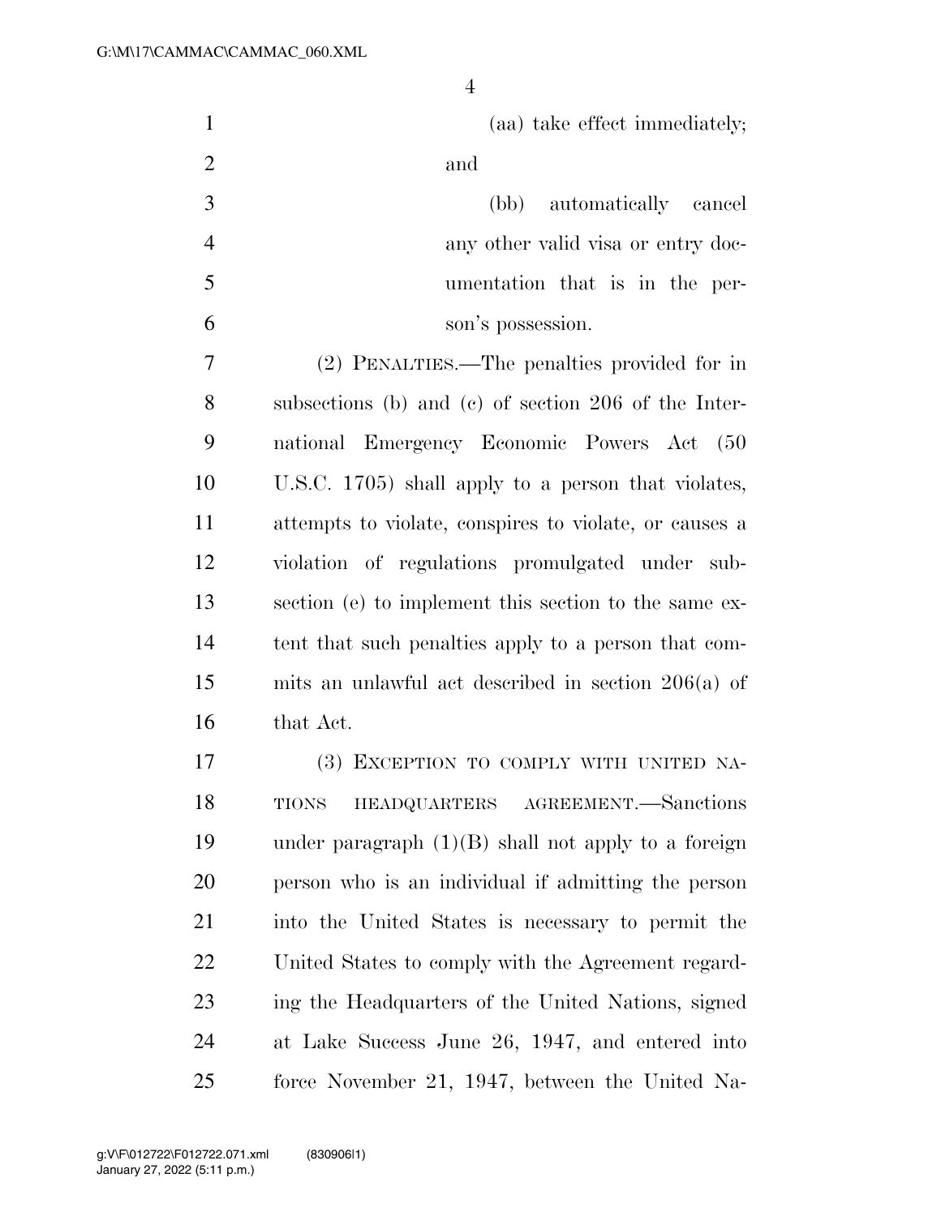(aa) take effect immediately; and

(bb) automatically cancel any other valid visa or entry documentation that is in the person's possession.

(2) PENALTIES.—The penalties provided for in subsections (b) and (c) of section 206 of the International Emergency Economic Powers Act (50 U.S.C. 1705) shall apply to a person that violates, attempts to violate, conspires to violate, or causes a violation of regulations promulgated under subsection (e) to implement this section to the same extent that such penalties apply to a person that commits an unlawful act described in section 206(a) of that Act.

(3) EXCEPTION TO COMPLY WITH UNITED NATIONS HEADQUARTERS AGREEMENT.—Sanctions under paragraph (1)(B) shall not apply to a foreign person who is an individual if admitting the person into the United States is necessary to permit the United States to comply with the Agreement regarding the Headquarters of the United Nations, signed at Lake Success June 26, 1947, and entered into force November 21, 1947, between the United Na-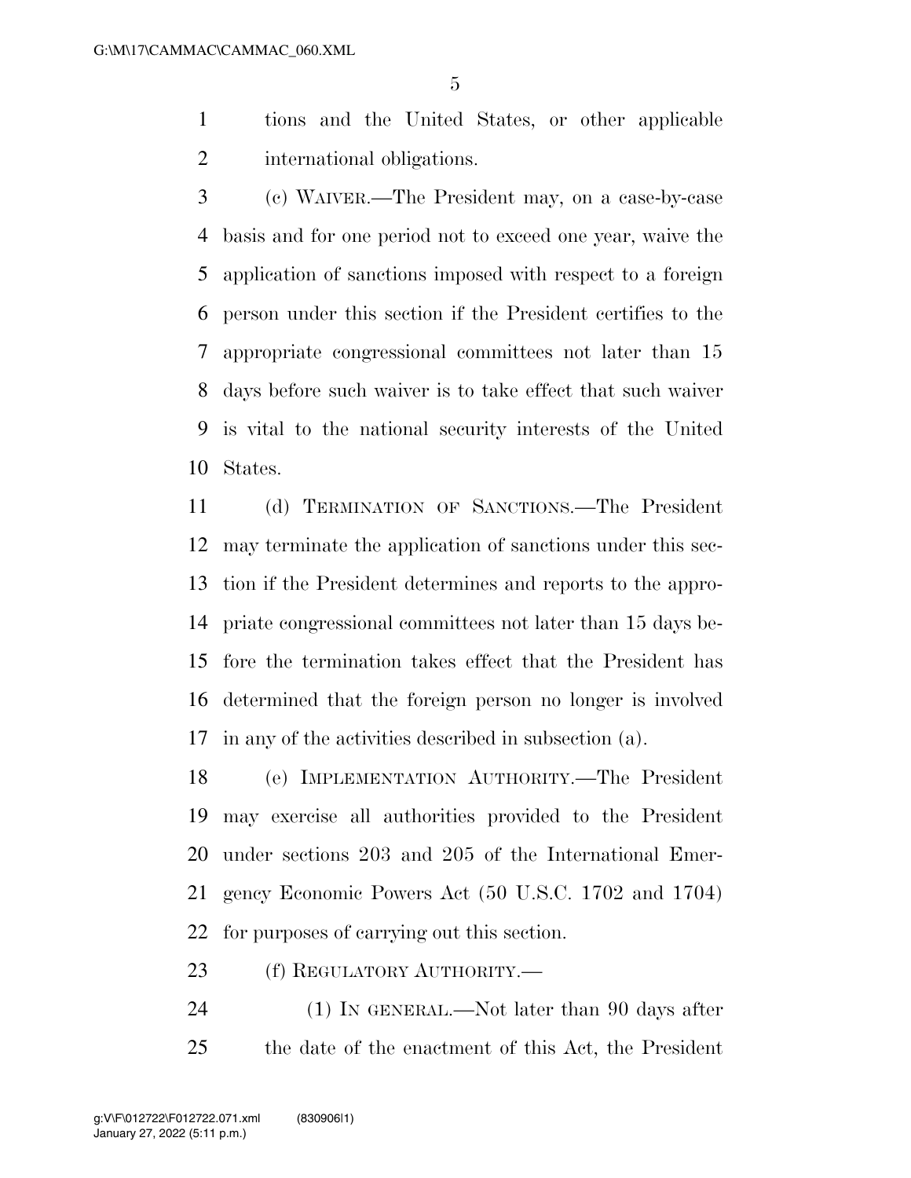tions and the United States, or other applicable international obligations.

(c) WAIVER.—The President may, on a case-by-case basis and for one period not to exceed one year, waive the application of sanctions imposed with respect to a foreign person under this section if the President certifies to the appropriate congressional committees not later than 15 days before such waiver is to take effect that such waiver is vital to the national security interests of the United States.

(d) TERMINATION OF SANCTIONS.—The President may terminate the application of sanctions under this section if the President determines and reports to the appropriate congressional committees not later than 15 days before the termination takes effect that the President has determined that the foreign person no longer is involved in any of the activities described in subsection (a).

(e) IMPLEMENTATION AUTHORITY.—The President may exercise all authorities provided to the President under sections 203 and 205 of the International Emergency Economic Powers Act (50 U.S.C. 1702 and 1704) for purposes of carrying out this section.

(f) REGULATORY AUTHORITY.—

(1) IN GENERAL.—Not later than 90 days after the date of the enactment of this Act, the President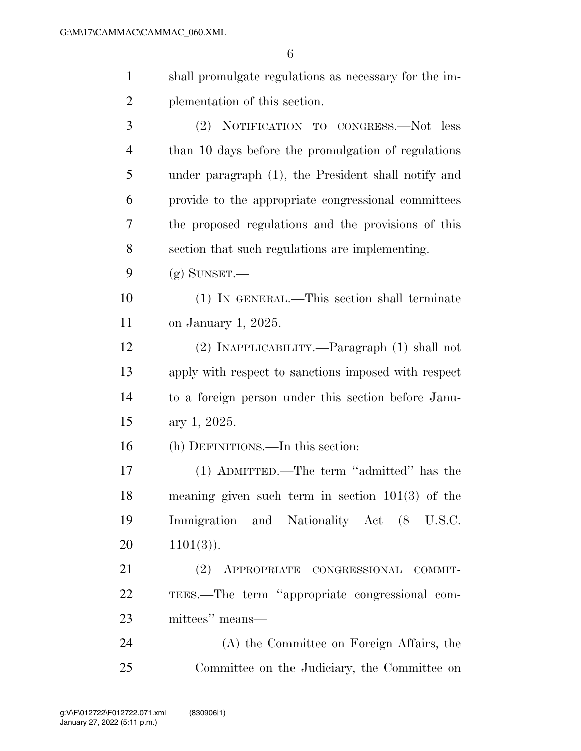shall promulgate regulations as necessary for the implementation of this section.

(2) NOTIFICATION TO CONGRESS.—Not less than 10 days before the promulgation of regulations under paragraph (1), the President shall notify and provide to the appropriate congressional committees the proposed regulations and the provisions of this section that such regulations are implementing.

(g) SUNSET.—

(1) IN GENERAL.—This section shall terminate on January 1, 2025.

(2) INAPPLICABILITY.—Paragraph (1) shall not apply with respect to sanctions imposed with respect to a foreign person under this section before January 1, 2025.

(h) DEFINITIONS.—In this section:

(1) ADMITTED.—The term ''admitted'' has the meaning given such term in section 101(3) of the Immigration and Nationality Act (8 U.S.C. 1101(3)).

(2) APPROPRIATE CONGRESSIONAL COMMITTEES.—The term ''appropriate congressional committees'' means—

(A) the Committee on Foreign Affairs, the Committee on the Judiciary, the Committee on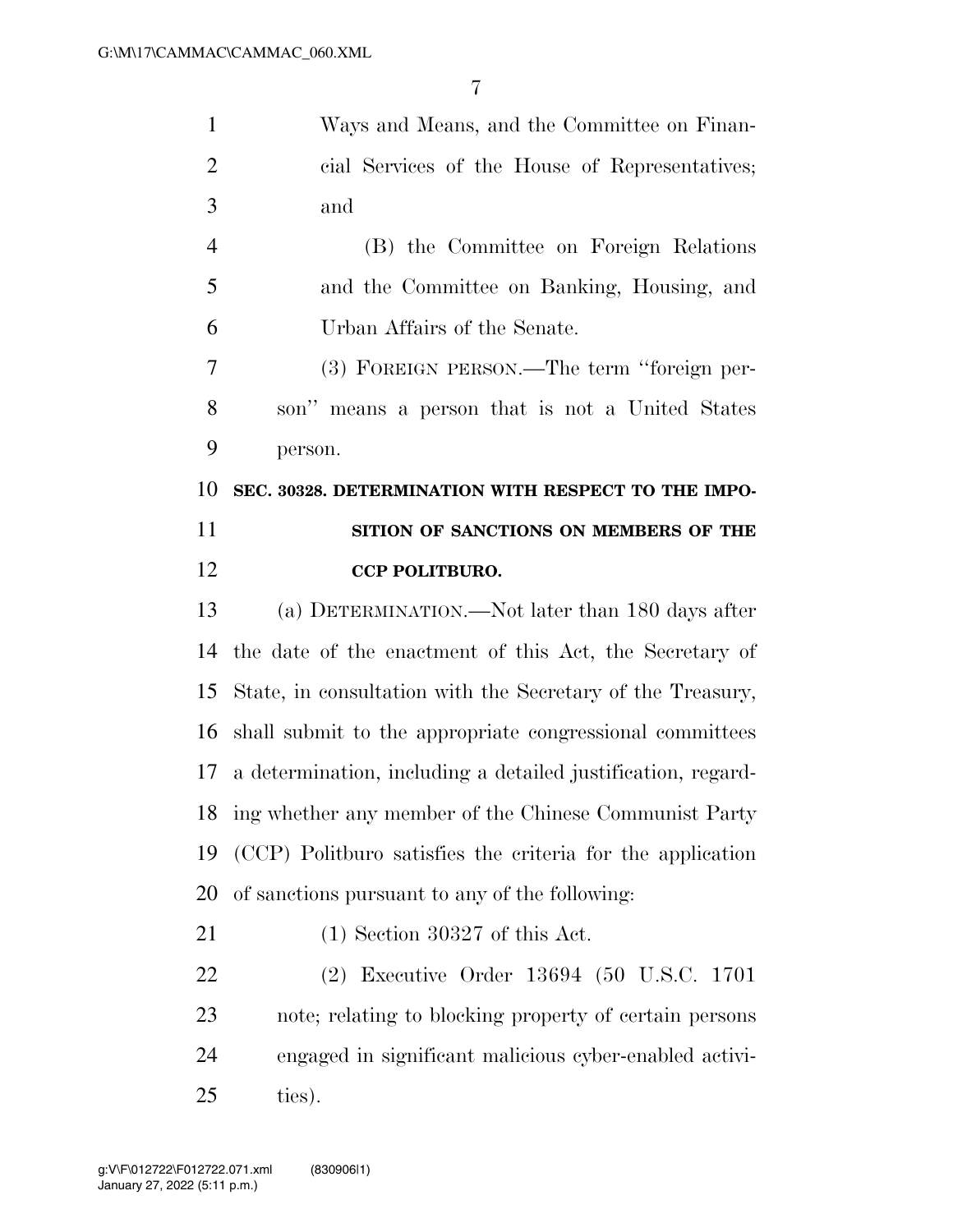Ways and Means, and the Committee on Financial Services of the House of Representatives; and

(B) the Committee on Foreign Relations and the Committee on Banking, Housing, and Urban Affairs of the Senate.

(3) FOREIGN PERSON.—The term "foreign person" means a person that is not a United States person.

**SEC. 30328. DETERMINATION WITH RESPECT TO THE IMPOSITION OF SANCTIONS ON MEMBERS OF THE CCP POLITBURO.**

(a) DETERMINATION.—Not later than 180 days after the date of the enactment of this Act, the Secretary of State, in consultation with the Secretary of the Treasury, shall submit to the appropriate congressional committees a determination, including a detailed justification, regarding whether any member of the Chinese Communist Party (CCP) Politburo satisfies the criteria for the application of sanctions pursuant to any of the following:

(1) Section 30327 of this Act.

(2) Executive Order 13694 (50 U.S.C. 1701 note; relating to blocking property of certain persons engaged in significant malicious cyber-enabled activities).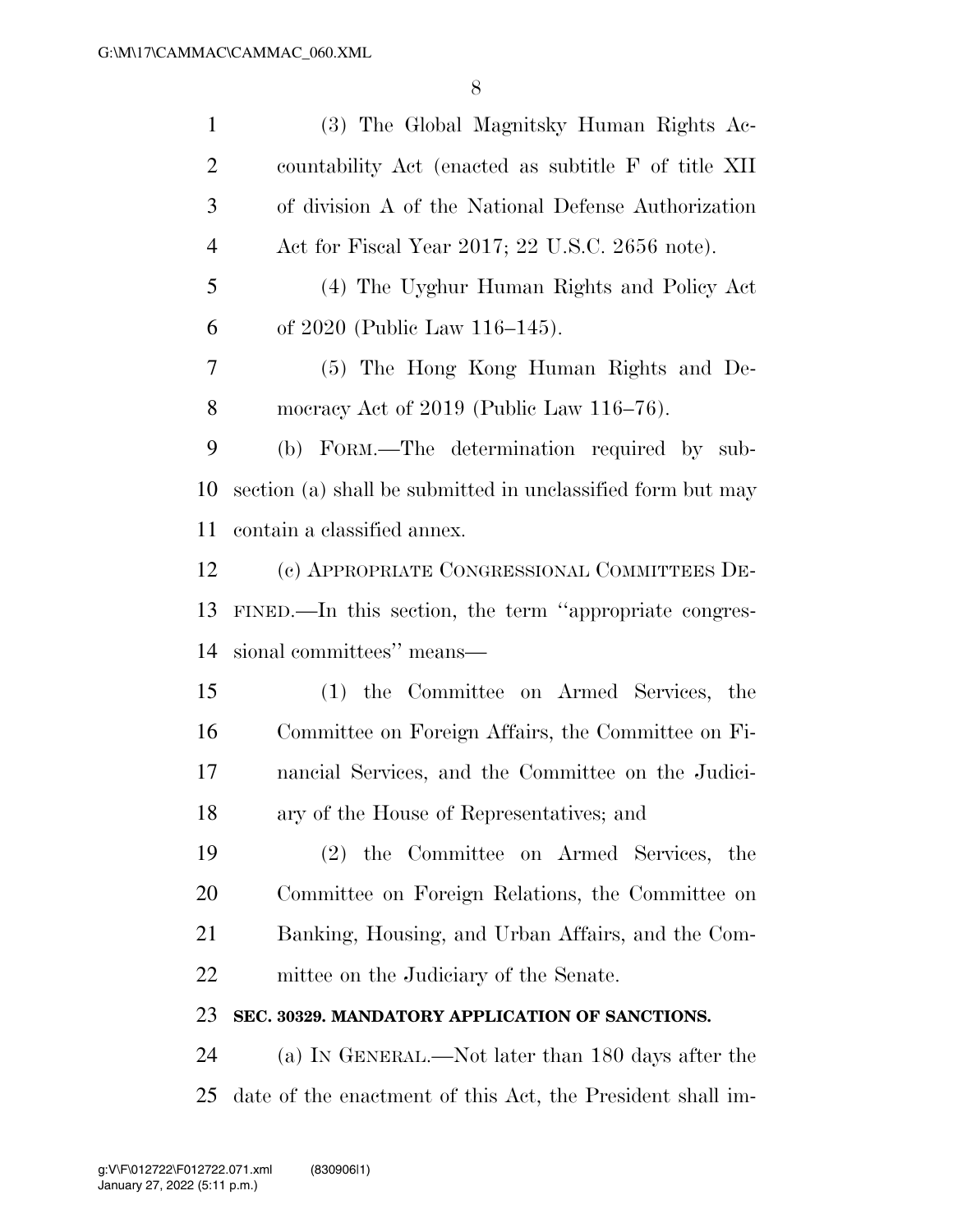(3) The Global Magnitsky Human Rights Accountability Act (enacted as subtitle F of title XII of division A of the National Defense Authorization Act for Fiscal Year 2017; 22 U.S.C. 2656 note).

(4) The Uyghur Human Rights and Policy Act of 2020 (Public Law 116–145).

(5) The Hong Kong Human Rights and Democracy Act of 2019 (Public Law 116–76).

(b) FORM.—The determination required by subsection (a) shall be submitted in unclassified form but may contain a classified annex.

(c) APPROPRIATE CONGRESSIONAL COMMITTEES DEFINED.—In this section, the term ''appropriate congressional committees'' means—

(1) the Committee on Armed Services, the Committee on Foreign Affairs, the Committee on Financial Services, and the Committee on the Judiciary of the House of Representatives; and

(2) the Committee on Armed Services, the Committee on Foreign Relations, the Committee on Banking, Housing, and Urban Affairs, and the Committee on the Judiciary of the Senate.

**SEC. 30329. MANDATORY APPLICATION OF SANCTIONS.**

(a) IN GENERAL.—Not later than 180 days after the date of the enactment of this Act, the President shall im-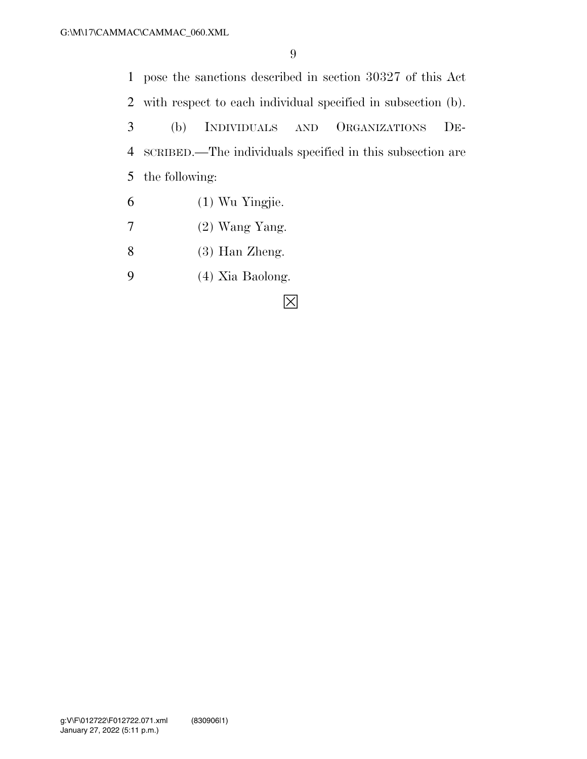pose the sanctions described in section 30327 of this Act with respect to each individual specified in subsection (b).

(b) INDIVIDUALS AND ORGANIZATIONS DESCRIBED.—The individuals specified in this subsection are the following:

(1) Wu Yingjie.

(2) Wang Yang.

(3) Han Zheng.

(4) Xia Baolong.